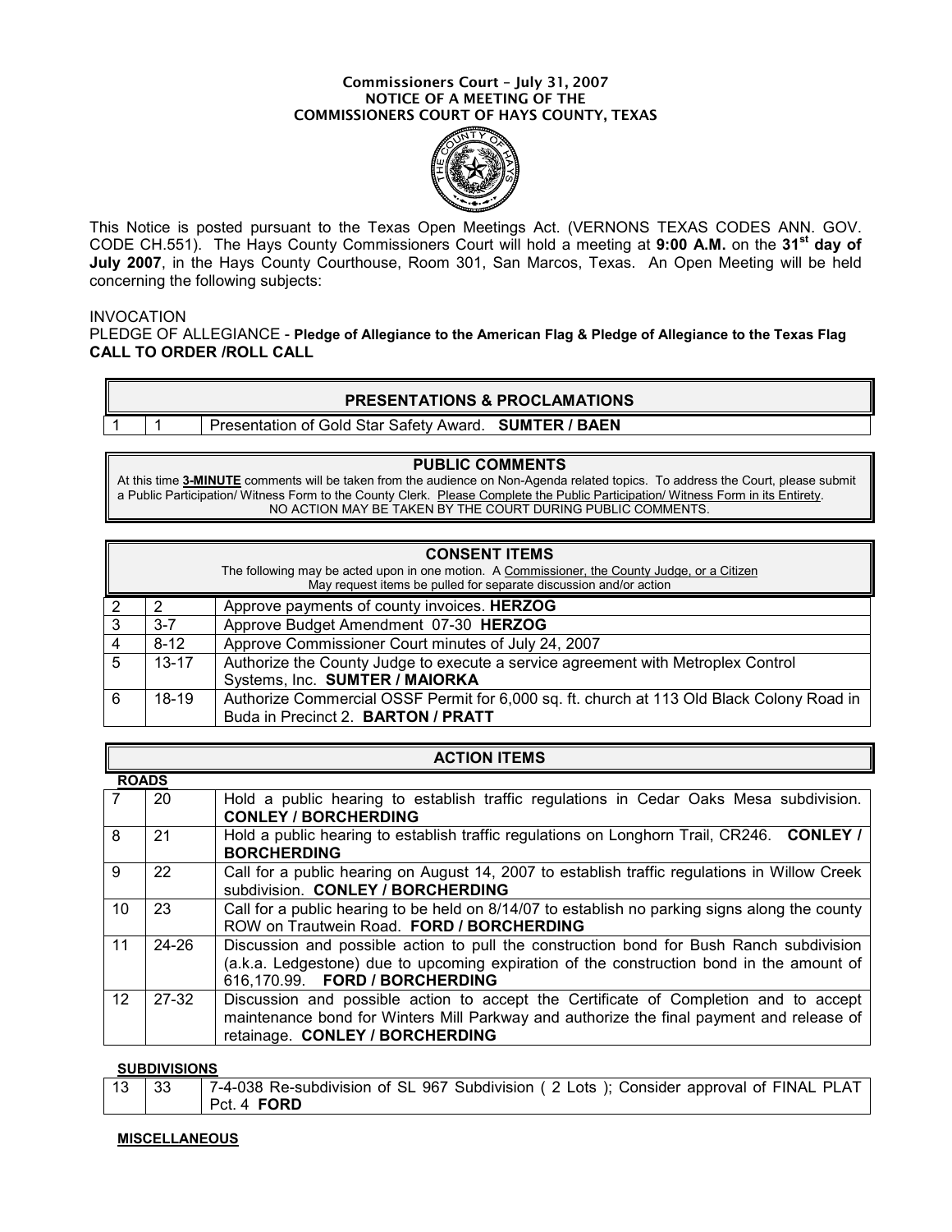**Commissioners Court – July 31, 2007**
**NOTICE OF A MEETING OF THE**
**COMMISSIONERS COURT OF HAYS COUNTY, TEXAS**

This Notice is posted pursuant to the Texas Open Meetings Act. (VERNONS TEXAS CODES ANN. GOV. CODE CH.551). The Hays County Commissioners Court will hold a meeting at **9:00 A.M.** on the **31st day of July 2007**, in the Hays County Courthouse, Room 301, San Marcos, Texas. An Open Meeting will be held concerning the following subjects:

INVOCATION

PLEDGE OF ALLEGIANCE - **Pledge of Allegiance to the American Flag & Pledge of Allegiance to the Texas Flag**

**CALL TO ORDER /ROLL CALL**

## PRESENTATIONS & PROCLAMATIONS

| | | |
|---|---|---|
| 1 | 1 | Presentation of Gold Star Safety Award. **SUMTER / BAEN** |

## PUBLIC COMMENTS

At this time **3-MINUTE** comments will be taken from the audience on Non-Agenda related topics. To address the Court, please submit a Public Participation/ Witness Form to the County Clerk. Please Complete the Public Participation/ Witness Form in its Entirety. NO ACTION MAY BE TAKEN BY THE COURT DURING PUBLIC COMMENTS.

## CONSENT ITEMS

The following may be acted upon in one motion. A Commissioner, the County Judge, or a Citizen May request items be pulled for separate discussion and/or action

| | | |
|---|---|---|
| 2 | 2 | Approve payments of county invoices. **HERZOG** |
| 3 | 3-7 | Approve Budget Amendment 07-30 **HERZOG** |
| 4 | 8-12 | Approve Commissioner Court minutes of July 24, 2007 |
| 5 | 13-17 | Authorize the County Judge to execute a service agreement with Metroplex Control Systems, Inc. **SUMTER / MAIORKA** |
| 6 | 18-19 | Authorize Commercial OSSF Permit for 6,000 sq. ft. church at 113 Old Black Colony Road in Buda in Precinct 2. **BARTON / PRATT** |

## ACTION ITEMS

**ROADS**

| | | |
|---|---|---|
| 7 | 20 | Hold a public hearing to establish traffic regulations in Cedar Oaks Mesa subdivision. **CONLEY / BORCHERDING** |
| 8 | 21 | Hold a public hearing to establish traffic regulations on Longhorn Trail, CR246. **CONLEY / BORCHERDING** |
| 9 | 22 | Call for a public hearing on August 14, 2007 to establish traffic regulations in Willow Creek subdivision. **CONLEY / BORCHERDING** |
| 10 | 23 | Call for a public hearing to be held on 8/14/07 to establish no parking signs along the county ROW on Trautwein Road. **FORD / BORCHERDING** |
| 11 | 24-26 | Discussion and possible action to pull the construction bond for Bush Ranch subdivision (a.k.a. Ledgestone) due to upcoming expiration of the construction bond in the amount of 616,170.99. **FORD / BORCHERDING** |
| 12 | 27-32 | Discussion and possible action to accept the Certificate of Completion and to accept maintenance bond for Winters Mill Parkway and authorize the final payment and release of retainage. **CONLEY / BORCHERDING** |

**SUBDIVISIONS**

| | | |
|---|---|---|
| 13 | 33 | 7-4-038 Re-subdivision of SL 967 Subdivision ( 2 Lots ); Consider approval of FINAL PLAT Pct. 4 **FORD** |

**MISCELLANEOUS**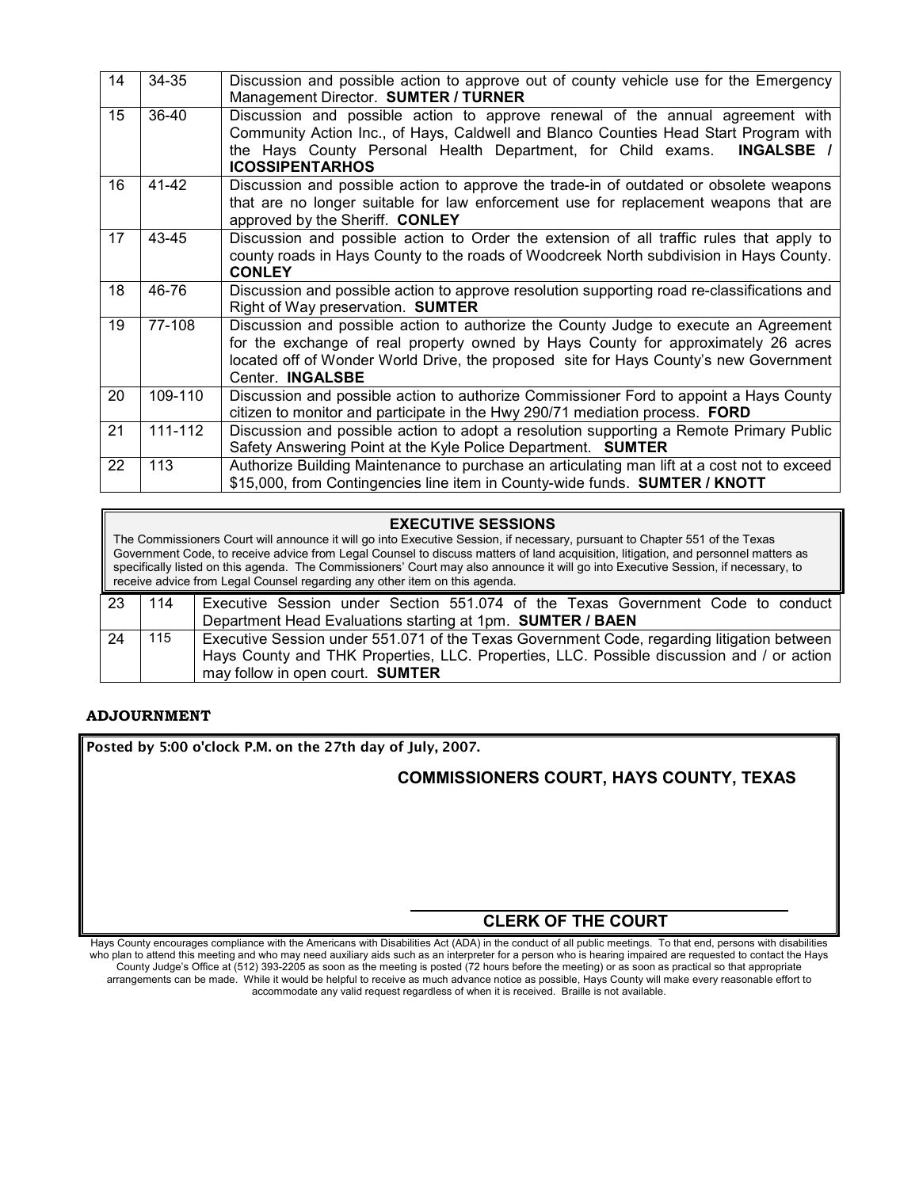| | | |
|---|---|---|
| 14 | 34-35 | Discussion and possible action to approve out of county vehicle use for the Emergency Management Director. **SUMTER / TURNER** |
| 15 | 36-40 | Discussion and possible action to approve renewal of the annual agreement with Community Action Inc., of Hays, Caldwell and Blanco Counties Head Start Program with the Hays County Personal Health Department, for Child exams. **INGALSBE / ICOSSIPENTARHOS** |
| 16 | 41-42 | Discussion and possible action to approve the trade-in of outdated or obsolete weapons that are no longer suitable for law enforcement use for replacement weapons that are approved by the Sheriff. **CONLEY** |
| 17 | 43-45 | Discussion and possible action to Order the extension of all traffic rules that apply to county roads in Hays County to the roads of Woodcreek North subdivision in Hays County. **CONLEY** |
| 18 | 46-76 | Discussion and possible action to approve resolution supporting road re-classifications and Right of Way preservation. **SUMTER** |
| 19 | 77-108 | Discussion and possible action to authorize the County Judge to execute an Agreement for the exchange of real property owned by Hays County for approximately 26 acres located off of Wonder World Drive, the proposed site for Hays County's new Government Center. **INGALSBE** |
| 20 | 109-110 | Discussion and possible action to authorize Commissioner Ford to appoint a Hays County citizen to monitor and participate in the Hwy 290/71 mediation process. **FORD** |
| 21 | 111-112 | Discussion and possible action to adopt a resolution supporting a Remote Primary Public Safety Answering Point at the Kyle Police Department. **SUMTER** |
| 22 | 113 | Authorize Building Maintenance to purchase an articulating man lift at a cost not to exceed $15,000, from Contingencies line item in County-wide funds. **SUMTER / KNOTT** |

## EXECUTIVE SESSIONS

The Commissioners Court will announce it will go into Executive Session, if necessary, pursuant to Chapter 551 of the Texas Government Code, to receive advice from Legal Counsel to discuss matters of land acquisition, litigation, and personnel matters as specifically listed on this agenda. The Commissioners' Court may also announce it will go into Executive Session, if necessary, to receive advice from Legal Counsel regarding any other item on this agenda.

| | | |
|---|---|---|
| 23 | 114 | Executive Session under Section 551.074 of the Texas Government Code to conduct Department Head Evaluations starting at 1pm. **SUMTER / BAEN** |
| 24 | 115 | Executive Session under 551.071 of the Texas Government Code, regarding litigation between Hays County and THK Properties, LLC. Properties, LLC. Possible discussion and / or action may follow in open court. **SUMTER** |

**ADJOURNMENT**

**Posted by 5:00 o'clock P.M. on the 27th day of July, 2007.**

**COMMISSIONERS COURT, HAYS COUNTY, TEXAS**

**CLERK OF THE COURT**

Hays County encourages compliance with the Americans with Disabilities Act (ADA) in the conduct of all public meetings. To that end, persons with disabilities who plan to attend this meeting and who may need auxiliary aids such as an interpreter for a person who is hearing impaired are requested to contact the Hays County Judge's Office at (512) 393-2205 as soon as the meeting is posted (72 hours before the meeting) or as soon as practical so that appropriate arrangements can be made. While it would be helpful to receive as much advance notice as possible, Hays County will make every reasonable effort to accommodate any valid request regardless of when it is received. Braille is not available.